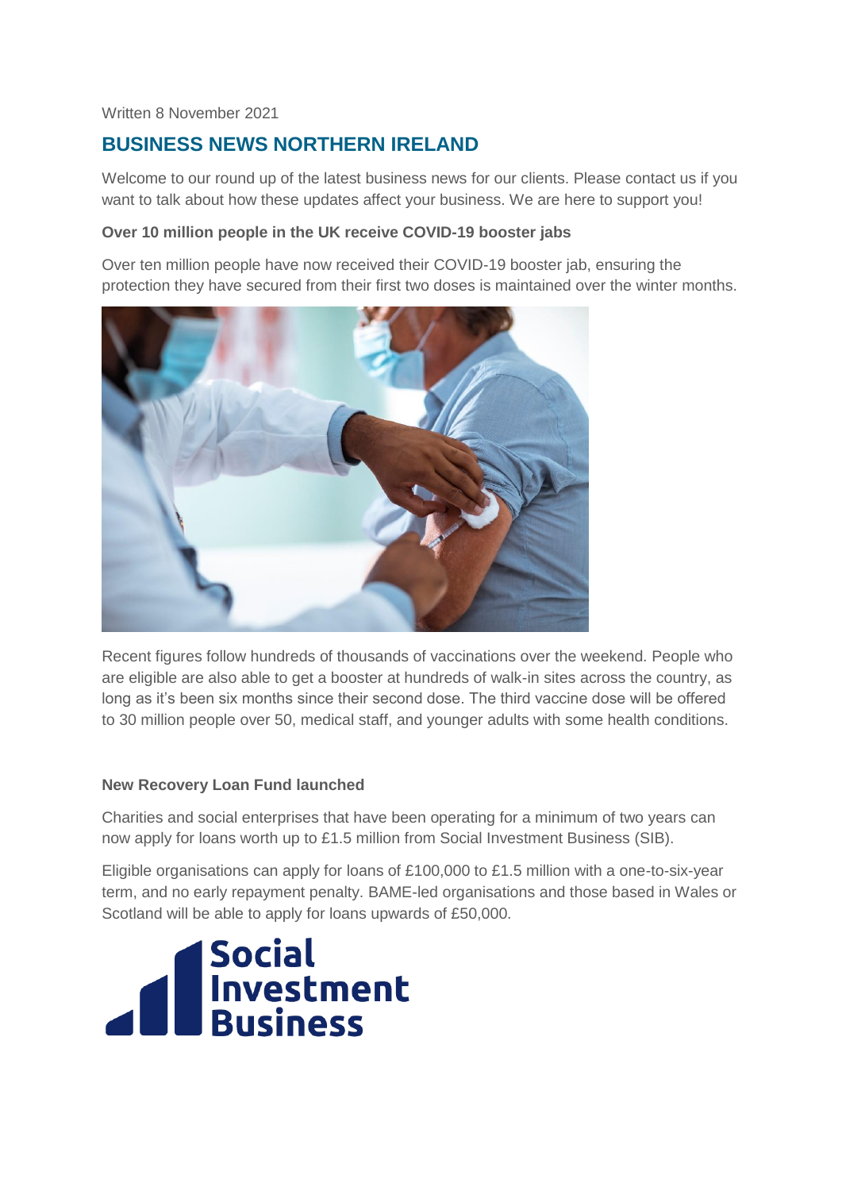Written 8 November 2021

## BUSINESS NEWS NORTHERN IRELAND

Welcome to our round up of the latest business news for our clients. Please contact us if you want to talk about how these updates affect your business. We are here to support you!

**Over 10 million people in the UK receive COVID-19 booster jabs**

Over ten million people have now received their COVID-19 booster jab, ensuring the protection they have secured from their first two doses is maintained over the winter months.

Recent figures follow hundreds of thousands of vaccinations over the weekend. People who are eligible are also able to get a booster at hundreds of walk-in sites across the country, as long as it's been six months since their second dose. The third vaccine dose will be offered to 30 million people over 50, medical staff, and younger adults with some health conditions.

**New Recovery Loan Fund launched**

Charities and social enterprises that have been operating for a minimum of two years can now apply for loans worth up to £1.5 million from Social Investment Business (SIB).

Eligible organisations can apply for loans of £100,000 to £1.5 million with a one-to-six-year term, and no early repayment penalty. BAME-led organisations and those based in Wales or Scotland will be able to apply for loans upwards of £50,000.

Social Investment Business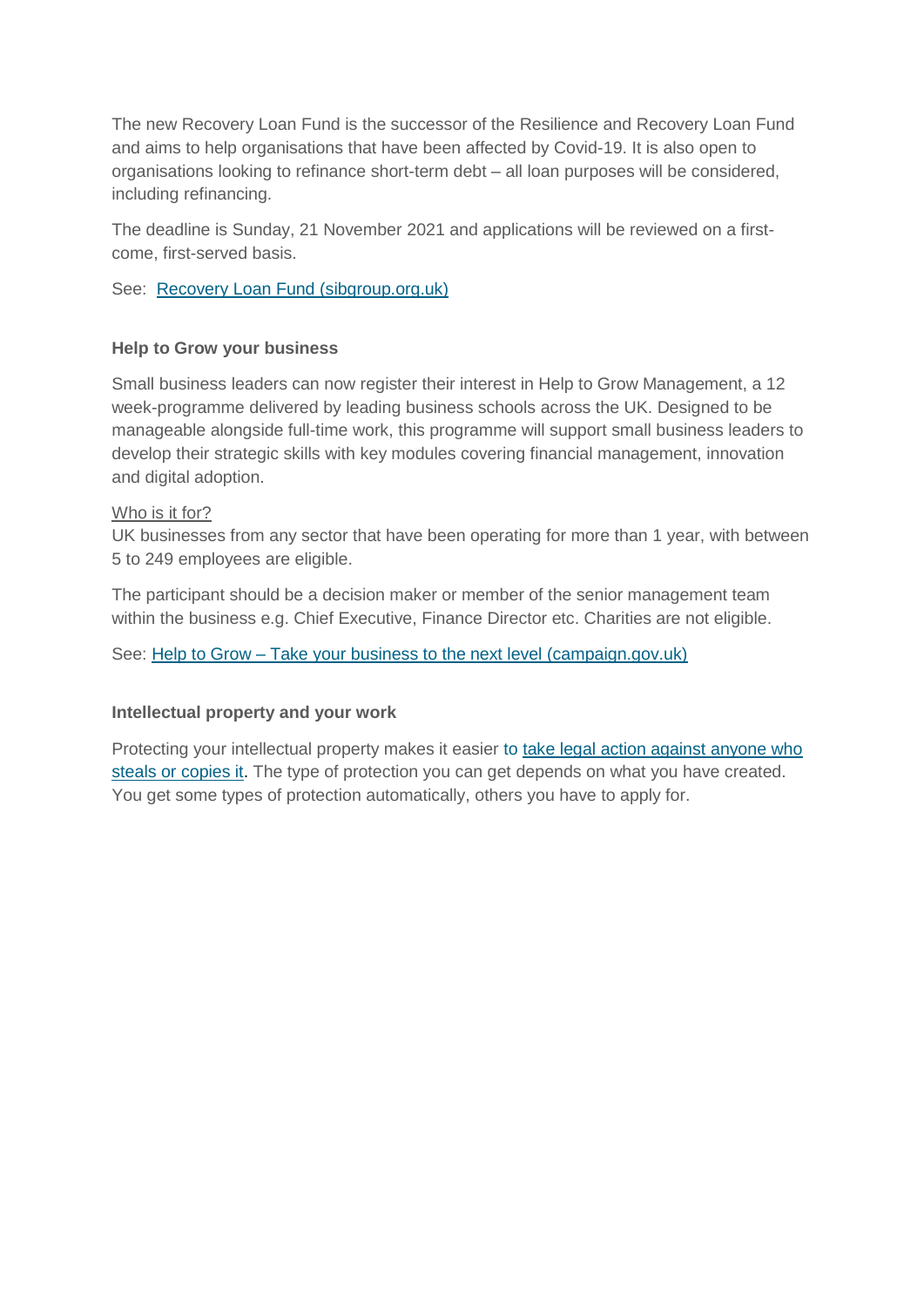The new Recovery Loan Fund is the successor of the Resilience and Recovery Loan Fund and aims to help organisations that have been affected by Covid-19. It is also open to organisations looking to refinance short-term debt – all loan purposes will be considered, including refinancing.

The deadline is Sunday, 21 November 2021 and applications will be reviewed on a first-come, first-served basis.

See: [Recovery Loan Fund (sibgroup.org.uk)]()

**Help to Grow your business**

Small business leaders can now register their interest in Help to Grow Management, a 12 week-programme delivered by leading business schools across the UK. Designed to be manageable alongside full-time work, this programme will support small business leaders to develop their strategic skills with key modules covering financial management, innovation and digital adoption.

Who is it for?
UK businesses from any sector that have been operating for more than 1 year, with between 5 to 249 employees are eligible.

The participant should be a decision maker or member of the senior management team within the business e.g. Chief Executive, Finance Director etc. Charities are not eligible.

See: [Help to Grow – Take your business to the next level (campaign.gov.uk)]()

**Intellectual property and your work**

Protecting your intellectual property makes it easier to [take legal action against anyone who steals or copies it](). The type of protection you can get depends on what you have created. You get some types of protection automatically, others you have to apply for.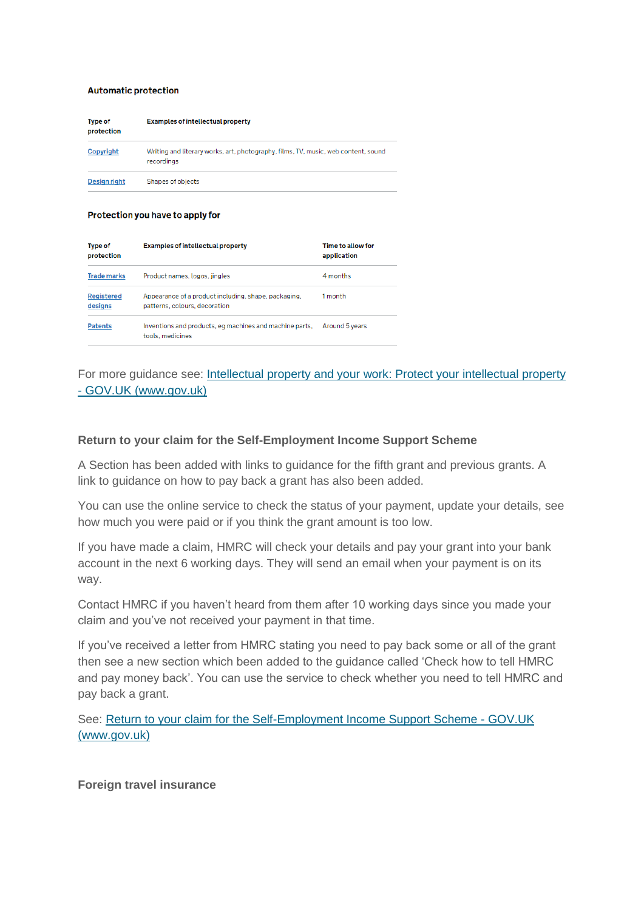**Automatic protection**

| Type of protection | Examples of intellectual property |
| --- | --- |
| Copyright | Writing and literary works, art, photography, films, TV, music, web content, sound recordings |
| Design right | Shapes of objects |

**Protection you have to apply for**

| Type of protection | Examples of intellectual property | Time to allow for application |
| --- | --- | --- |
| Trade marks | Product names, logos, jingles | 4 months |
| Registered designs | Appearance of a product including, shape, packaging, patterns, colours, decoration | 1 month |
| Patents | Inventions and products, eg machines and machine parts, tools, medicines | Around 5 years |

For more guidance see: Intellectual property and your work: Protect your intellectual property - GOV.UK (www.gov.uk)

**Return to your claim for the Self-Employment Income Support Scheme**

A Section has been added with links to guidance for the fifth grant and previous grants. A link to guidance on how to pay back a grant has also been added.

You can use the online service to check the status of your payment, update your details, see how much you were paid or if you think the grant amount is too low.

If you have made a claim, HMRC will check your details and pay your grant into your bank account in the next 6 working days. They will send an email when your payment is on its way.

Contact HMRC if you haven't heard from them after 10 working days since you made your claim and you've not received your payment in that time.

If you've received a letter from HMRC stating you need to pay back some or all of the grant then see a new section which been added to the guidance called 'Check how to tell HMRC and pay money back'. You can use the service to check whether you need to tell HMRC and pay back a grant.

See: Return to your claim for the Self-Employment Income Support Scheme - GOV.UK (www.gov.uk)

**Foreign travel insurance**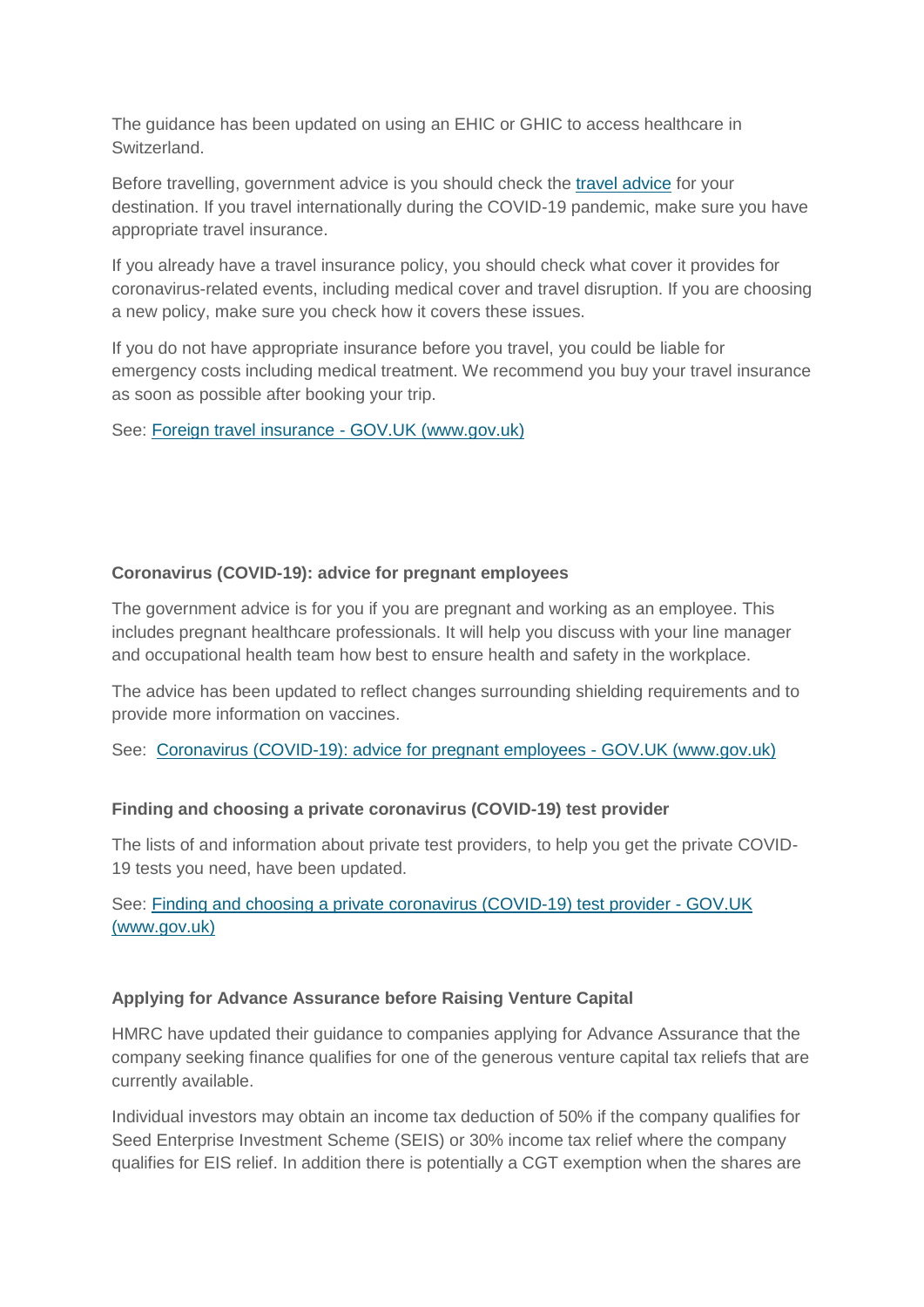The guidance has been updated on using an EHIC or GHIC to access healthcare in Switzerland.

Before travelling, government advice is you should check the [travel advice](#) for your destination. If you travel internationally during the COVID-19 pandemic, make sure you have appropriate travel insurance.

If you already have a travel insurance policy, you should check what cover it provides for coronavirus-related events, including medical cover and travel disruption. If you are choosing a new policy, make sure you check how it covers these issues.

If you do not have appropriate insurance before you travel, you could be liable for emergency costs including medical treatment. We recommend you buy your travel insurance as soon as possible after booking your trip.

See: [Foreign travel insurance - GOV.UK (www.gov.uk)](#)

**Coronavirus (COVID-19): advice for pregnant employees**

The government advice is for you if you are pregnant and working as an employee. This includes pregnant healthcare professionals. It will help you discuss with your line manager and occupational health team how best to ensure health and safety in the workplace.

The advice has been updated to reflect changes surrounding shielding requirements and to provide more information on vaccines.

See: [Coronavirus (COVID-19): advice for pregnant employees - GOV.UK (www.gov.uk)](#)

**Finding and choosing a private coronavirus (COVID-19) test provider**

The lists of and information about private test providers, to help you get the private COVID-19 tests you need, have been updated.

See: [Finding and choosing a private coronavirus (COVID-19) test provider - GOV.UK (www.gov.uk)](#)

**Applying for Advance Assurance before Raising Venture Capital**

HMRC have updated their guidance to companies applying for Advance Assurance that the company seeking finance qualifies for one of the generous venture capital tax reliefs that are currently available.

Individual investors may obtain an income tax deduction of 50% if the company qualifies for Seed Enterprise Investment Scheme (SEIS) or 30% income tax relief where the company qualifies for EIS relief. In addition there is potentially a CGT exemption when the shares are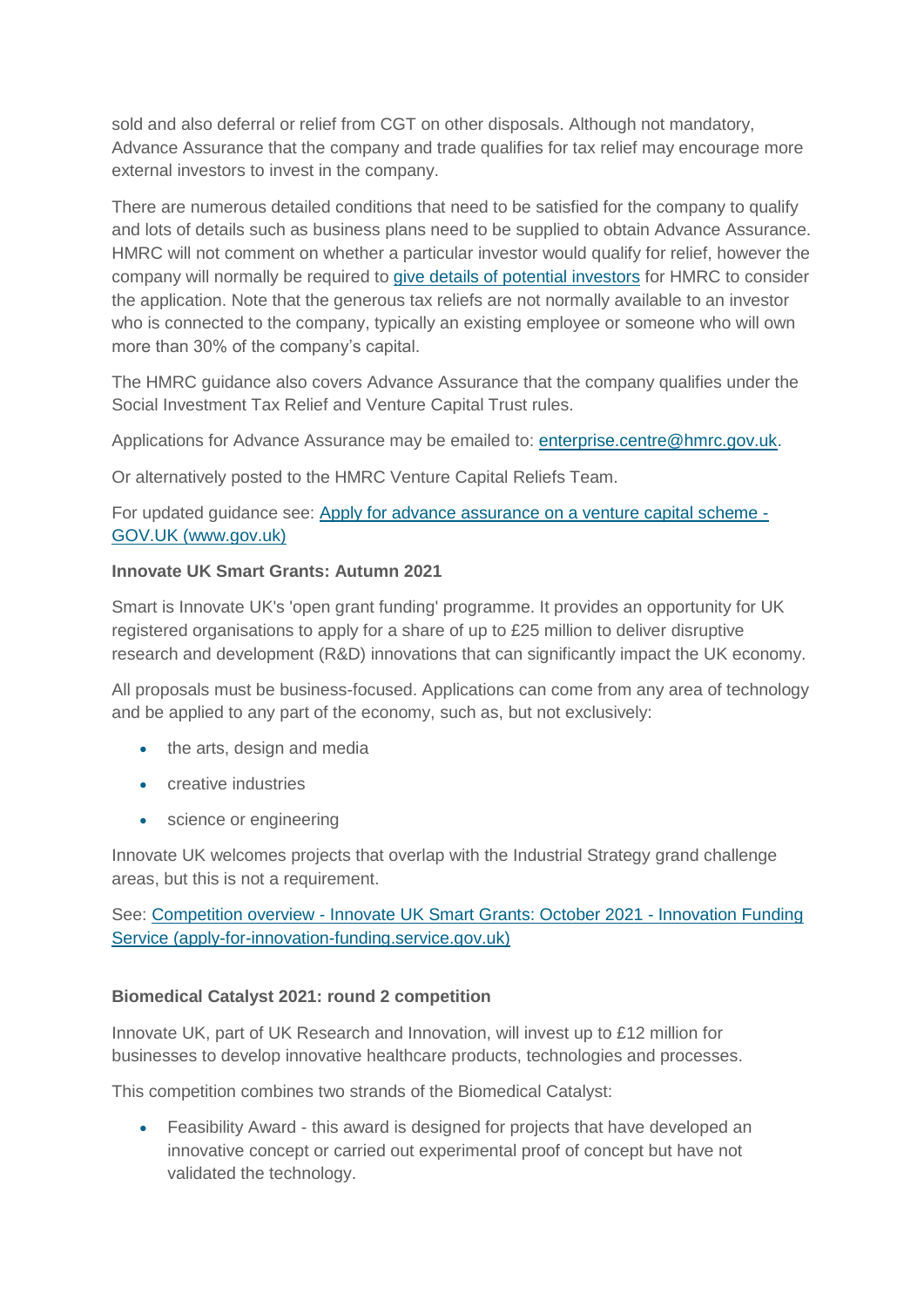sold and also deferral or relief from CGT on other disposals. Although not mandatory, Advance Assurance that the company and trade qualifies for tax relief may encourage more external investors to invest in the company.

There are numerous detailed conditions that need to be satisfied for the company to qualify and lots of details such as business plans need to be supplied to obtain Advance Assurance. HMRC will not comment on whether a particular investor would qualify for relief, however the company will normally be required to [give details of potential investors]() for HMRC to consider the application. Note that the generous tax reliefs are not normally available to an investor who is connected to the company, typically an existing employee or someone who will own more than 30% of the company's capital.

The HMRC guidance also covers Advance Assurance that the company qualifies under the Social Investment Tax Relief and Venture Capital Trust rules.

Applications for Advance Assurance may be emailed to: [enterprise.centre@hmrc.gov.uk](mailto:enterprise.centre@hmrc.gov.uk).

Or alternatively posted to the HMRC Venture Capital Reliefs Team.

For updated guidance see: [Apply for advance assurance on a venture capital scheme - GOV.UK (www.gov.uk)]()

**Innovate UK Smart Grants: Autumn 2021**

Smart is Innovate UK's 'open grant funding' programme. It provides an opportunity for UK registered organisations to apply for a share of up to £25 million to deliver disruptive research and development (R&D) innovations that can significantly impact the UK economy.

All proposals must be business-focused. Applications can come from any area of technology and be applied to any part of the economy, such as, but not exclusively:

- the arts, design and media
- creative industries
- science or engineering

Innovate UK welcomes projects that overlap with the Industrial Strategy grand challenge areas, but this is not a requirement.

See: [Competition overview - Innovate UK Smart Grants: October 2021 - Innovation Funding Service (apply-for-innovation-funding.service.gov.uk)]()

**Biomedical Catalyst 2021: round 2 competition**

Innovate UK, part of UK Research and Innovation, will invest up to £12 million for businesses to develop innovative healthcare products, technologies and processes.

This competition combines two strands of the Biomedical Catalyst:

- Feasibility Award - this award is designed for projects that have developed an innovative concept or carried out experimental proof of concept but have not validated the technology.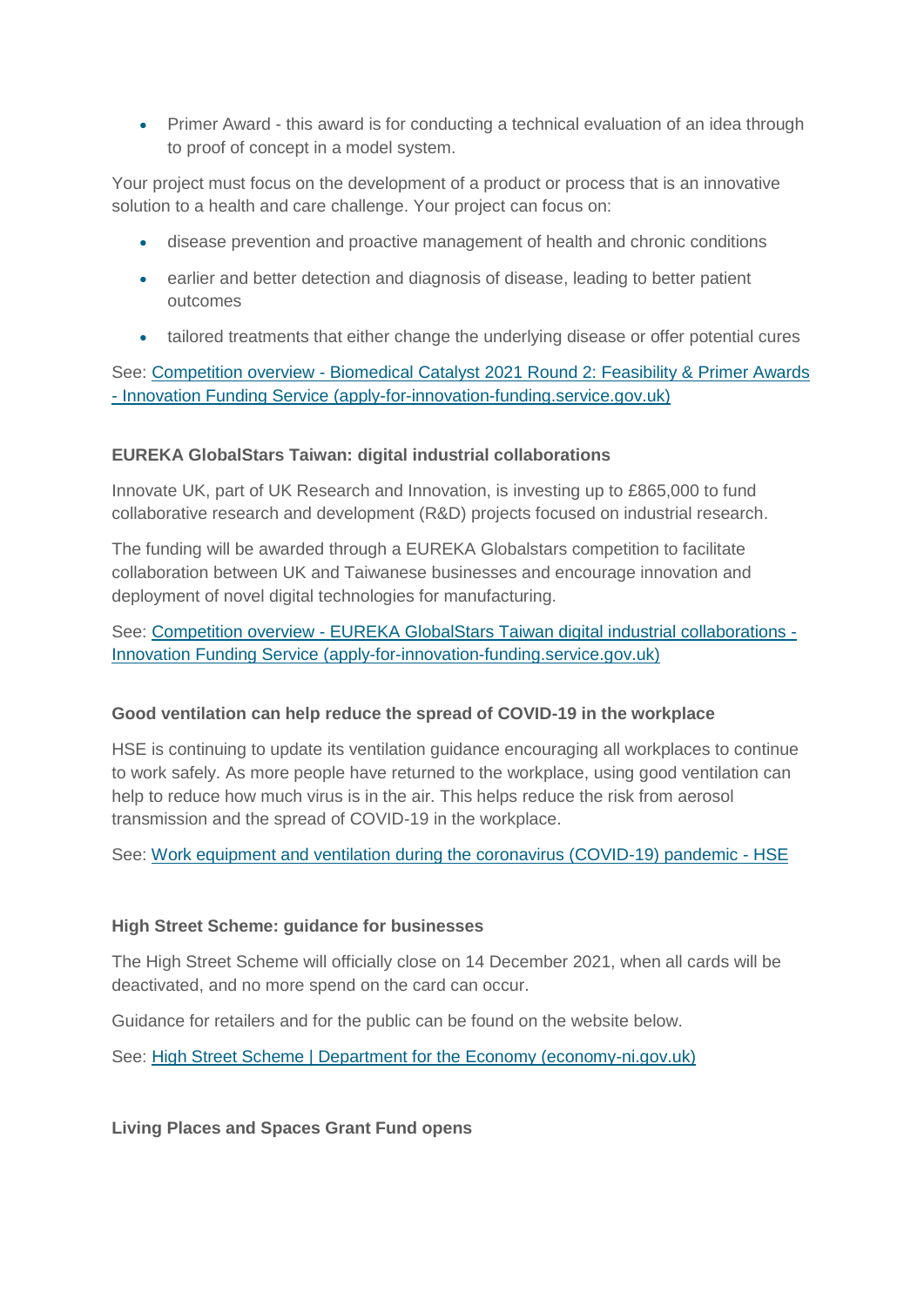- Primer Award - this award is for conducting a technical evaluation of an idea through to proof of concept in a model system.

Your project must focus on the development of a product or process that is an innovative solution to a health and care challenge. Your project can focus on:

- disease prevention and proactive management of health and chronic conditions
- earlier and better detection and diagnosis of disease, leading to better patient outcomes
- tailored treatments that either change the underlying disease or offer potential cures

See: [Competition overview - Biomedical Catalyst 2021 Round 2: Feasibility & Primer Awards - Innovation Funding Service (apply-for-innovation-funding.service.gov.uk)]()

**EUREKA GlobalStars Taiwan: digital industrial collaborations**

Innovate UK, part of UK Research and Innovation, is investing up to £865,000 to fund collaborative research and development (R&D) projects focused on industrial research.

The funding will be awarded through a EUREKA Globalstars competition to facilitate collaboration between UK and Taiwanese businesses and encourage innovation and deployment of novel digital technologies for manufacturing.

See: [Competition overview - EUREKA GlobalStars Taiwan digital industrial collaborations - Innovation Funding Service (apply-for-innovation-funding.service.gov.uk)]()

**Good ventilation can help reduce the spread of COVID-19 in the workplace**

HSE is continuing to update its ventilation guidance encouraging all workplaces to continue to work safely. As more people have returned to the workplace, using good ventilation can help to reduce how much virus is in the air. This helps reduce the risk from aerosol transmission and the spread of COVID-19 in the workplace.

See: [Work equipment and ventilation during the coronavirus (COVID-19) pandemic - HSE]()

**High Street Scheme: guidance for businesses**

The High Street Scheme will officially close on 14 December 2021, when all cards will be deactivated, and no more spend on the card can occur.

Guidance for retailers and for the public can be found on the website below.

See: [High Street Scheme | Department for the Economy (economy-ni.gov.uk)]()

**Living Places and Spaces Grant Fund opens**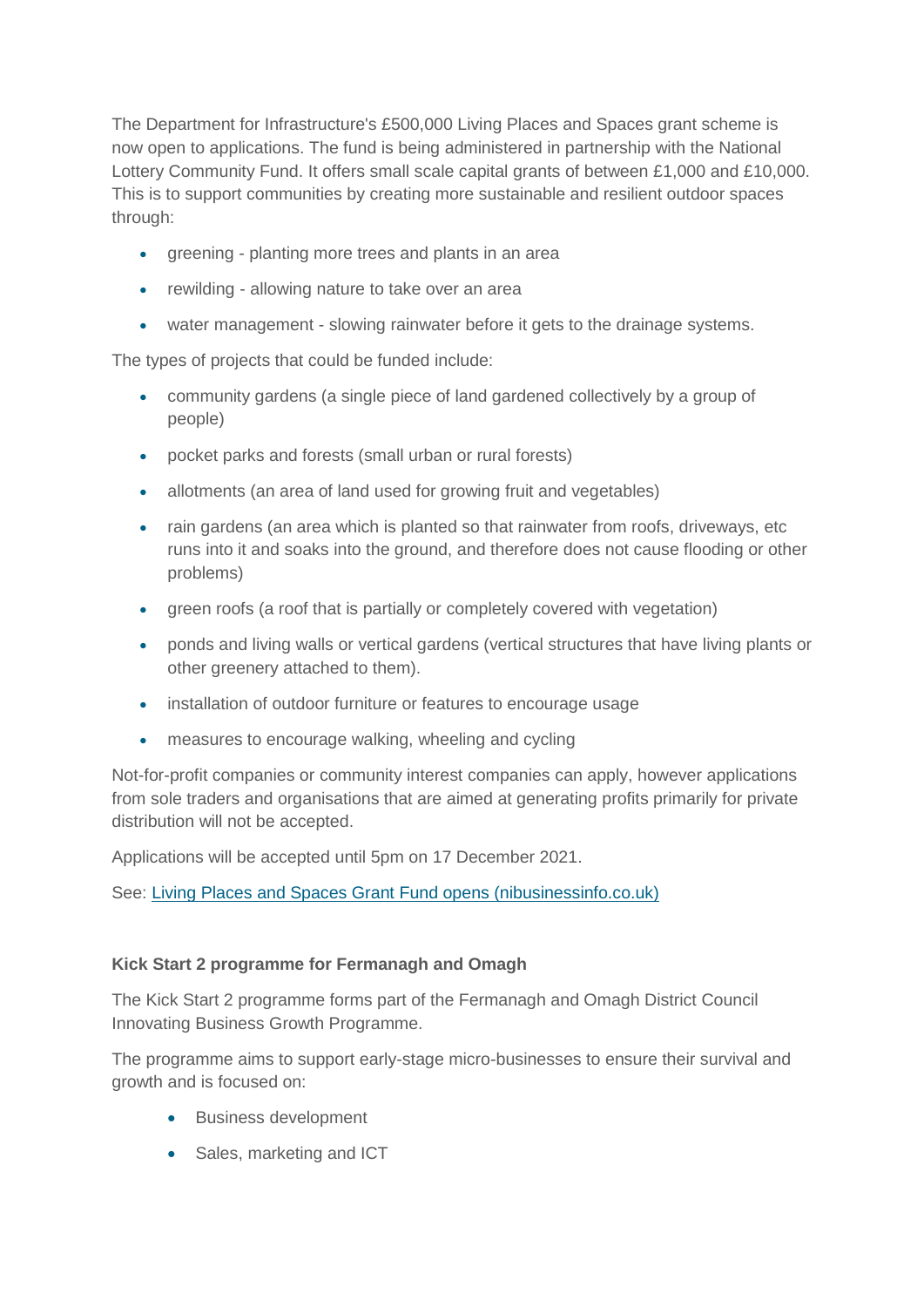The Department for Infrastructure's £500,000 Living Places and Spaces grant scheme is now open to applications. The fund is being administered in partnership with the National Lottery Community Fund. It offers small scale capital grants of between £1,000 and £10,000. This is to support communities by creating more sustainable and resilient outdoor spaces through:

- greening - planting more trees and plants in an area
- rewilding - allowing nature to take over an area
- water management - slowing rainwater before it gets to the drainage systems.

The types of projects that could be funded include:

- community gardens (a single piece of land gardened collectively by a group of people)
- pocket parks and forests (small urban or rural forests)
- allotments (an area of land used for growing fruit and vegetables)
- rain gardens (an area which is planted so that rainwater from roofs, driveways, etc runs into it and soaks into the ground, and therefore does not cause flooding or other problems)
- green roofs (a roof that is partially or completely covered with vegetation)
- ponds and living walls or vertical gardens (vertical structures that have living plants or other greenery attached to them).
- installation of outdoor furniture or features to encourage usage
- measures to encourage walking, wheeling and cycling

Not-for-profit companies or community interest companies can apply, however applications from sole traders and organisations that are aimed at generating profits primarily for private distribution will not be accepted.

Applications will be accepted until 5pm on 17 December 2021.

See: [Living Places and Spaces Grant Fund opens (nibusinessinfo.co.uk)]()

**Kick Start 2 programme for Fermanagh and Omagh**

The Kick Start 2 programme forms part of the Fermanagh and Omagh District Council Innovating Business Growth Programme.

The programme aims to support early-stage micro-businesses to ensure their survival and growth and is focused on:

- Business development
- Sales, marketing and ICT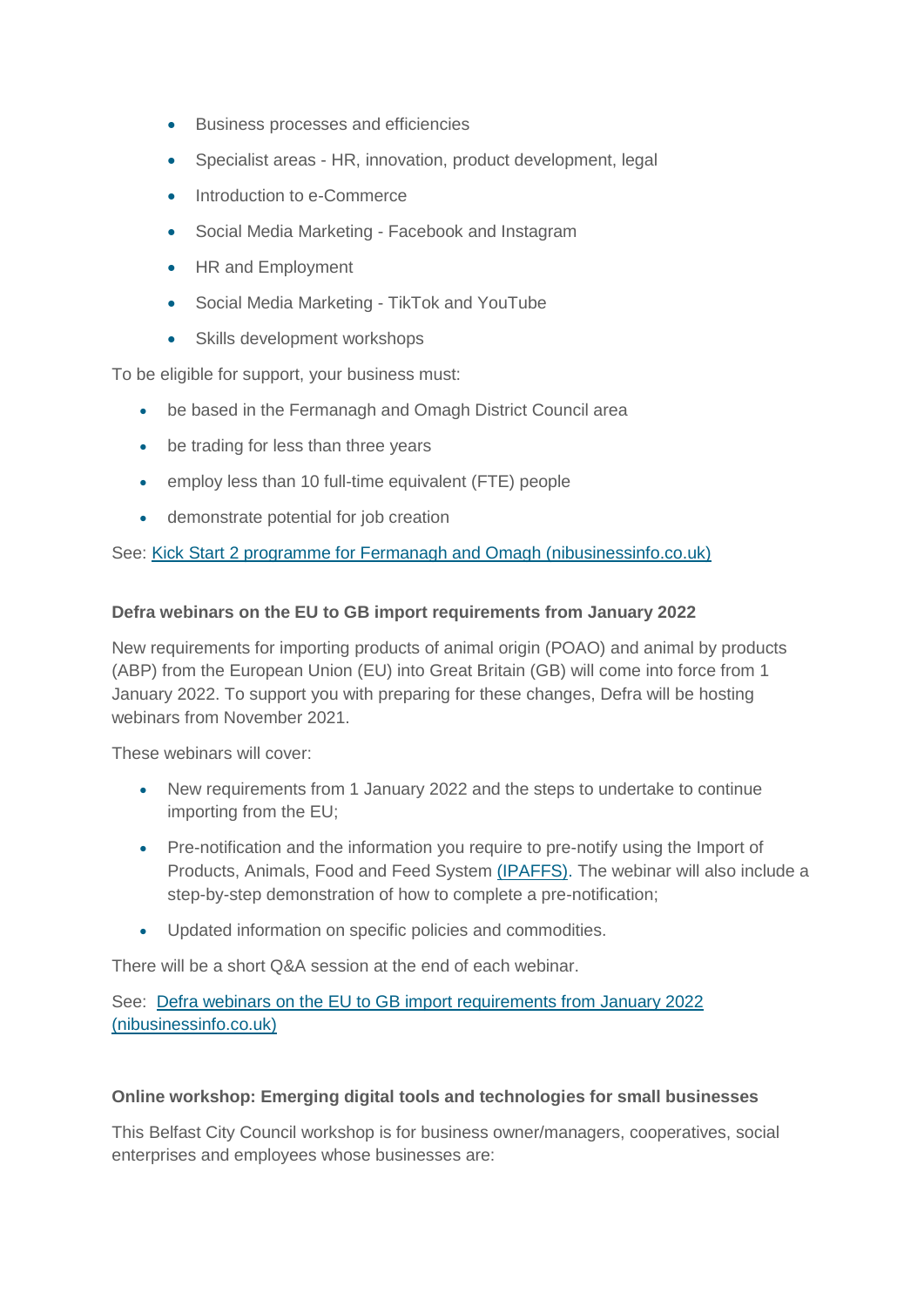- Business processes and efficiencies
- Specialist areas - HR, innovation, product development, legal
- Introduction to e-Commerce
- Social Media Marketing - Facebook and Instagram
- HR and Employment
- Social Media Marketing - TikTok and YouTube
- Skills development workshops

To be eligible for support, your business must:

- be based in the Fermanagh and Omagh District Council area
- be trading for less than three years
- employ less than 10 full-time equivalent (FTE) people
- demonstrate potential for job creation

See: [Kick Start 2 programme for Fermanagh and Omagh (nibusinessinfo.co.uk)]

**Defra webinars on the EU to GB import requirements from January 2022**

New requirements for importing products of animal origin (POAO) and animal by products (ABP) from the European Union (EU) into Great Britain (GB) will come into force from 1 January 2022. To support you with preparing for these changes, Defra will be hosting webinars from November 2021.

These webinars will cover:

- New requirements from 1 January 2022 and the steps to undertake to continue importing from the EU;
- Pre-notification and the information you require to pre-notify using the Import of Products, Animals, Food and Feed System [(IPAFFS)]. The webinar will also include a step-by-step demonstration of how to complete a pre-notification;
- Updated information on specific policies and commodities.

There will be a short Q&A session at the end of each webinar.

See: [Defra webinars on the EU to GB import requirements from January 2022 (nibusinessinfo.co.uk)]

**Online workshop: Emerging digital tools and technologies for small businesses**

This Belfast City Council workshop is for business owner/managers, cooperatives, social enterprises and employees whose businesses are: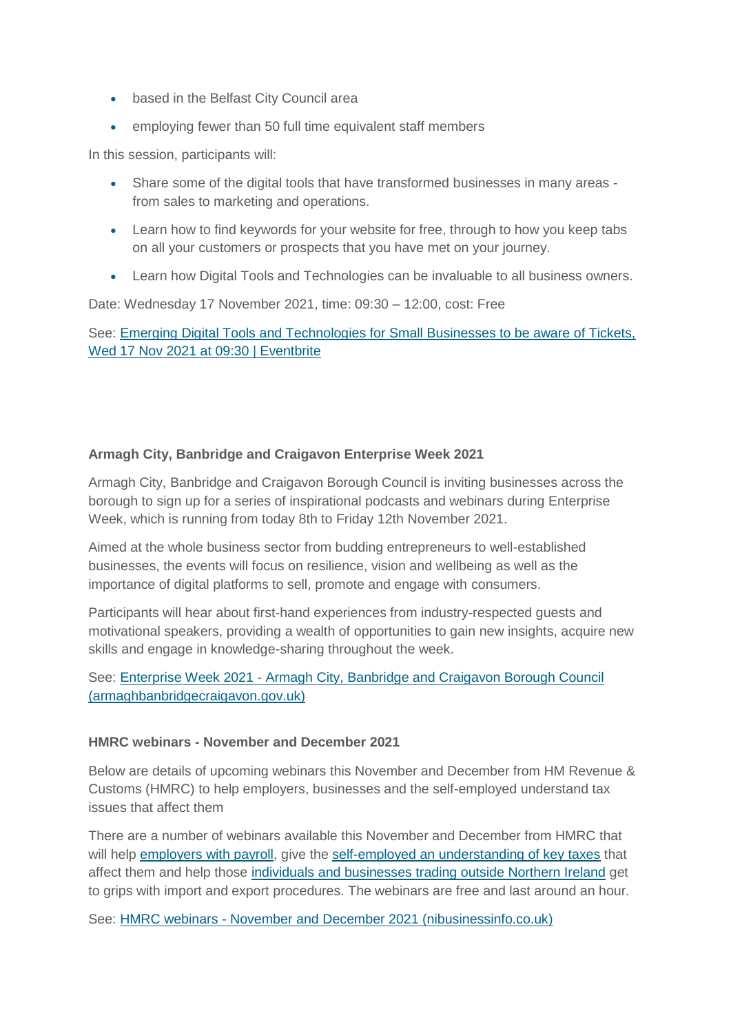- based in the Belfast City Council area
- employing fewer than 50 full time equivalent staff members

In this session, participants will:

- Share some of the digital tools that have transformed businesses in many areas - from sales to marketing and operations.
- Learn how to find keywords for your website for free, through to how you keep tabs on all your customers or prospects that you have met on your journey.
- Learn how Digital Tools and Technologies can be invaluable to all business owners.

Date: Wednesday 17 November 2021, time: 09:30 – 12:00, cost: Free

See: [Emerging Digital Tools and Technologies for Small Businesses to be aware of Tickets, Wed 17 Nov 2021 at 09:30 | Eventbrite]

**Armagh City, Banbridge and Craigavon Enterprise Week 2021**

Armagh City, Banbridge and Craigavon Borough Council is inviting businesses across the borough to sign up for a series of inspirational podcasts and webinars during Enterprise Week, which is running from today 8th to Friday 12th November 2021.

Aimed at the whole business sector from budding entrepreneurs to well-established businesses, the events will focus on resilience, vision and wellbeing as well as the importance of digital platforms to sell, promote and engage with consumers.

Participants will hear about first-hand experiences from industry-respected guests and motivational speakers, providing a wealth of opportunities to gain new insights, acquire new skills and engage in knowledge-sharing throughout the week.

See: [Enterprise Week 2021 - Armagh City, Banbridge and Craigavon Borough Council (armaghbanbridgecraigavon.gov.uk)]

**HMRC webinars - November and December 2021**

Below are details of upcoming webinars this November and December from HM Revenue & Customs (HMRC) to help employers, businesses and the self-employed understand tax issues that affect them

There are a number of webinars available this November and December from HMRC that will help [employers with payroll], give the [self-employed an understanding of key taxes] that affect them and help those [individuals and businesses trading outside Northern Ireland] get to grips with import and export procedures. The webinars are free and last around an hour.

See: [HMRC webinars - November and December 2021 (nibusinessinfo.co.uk)]